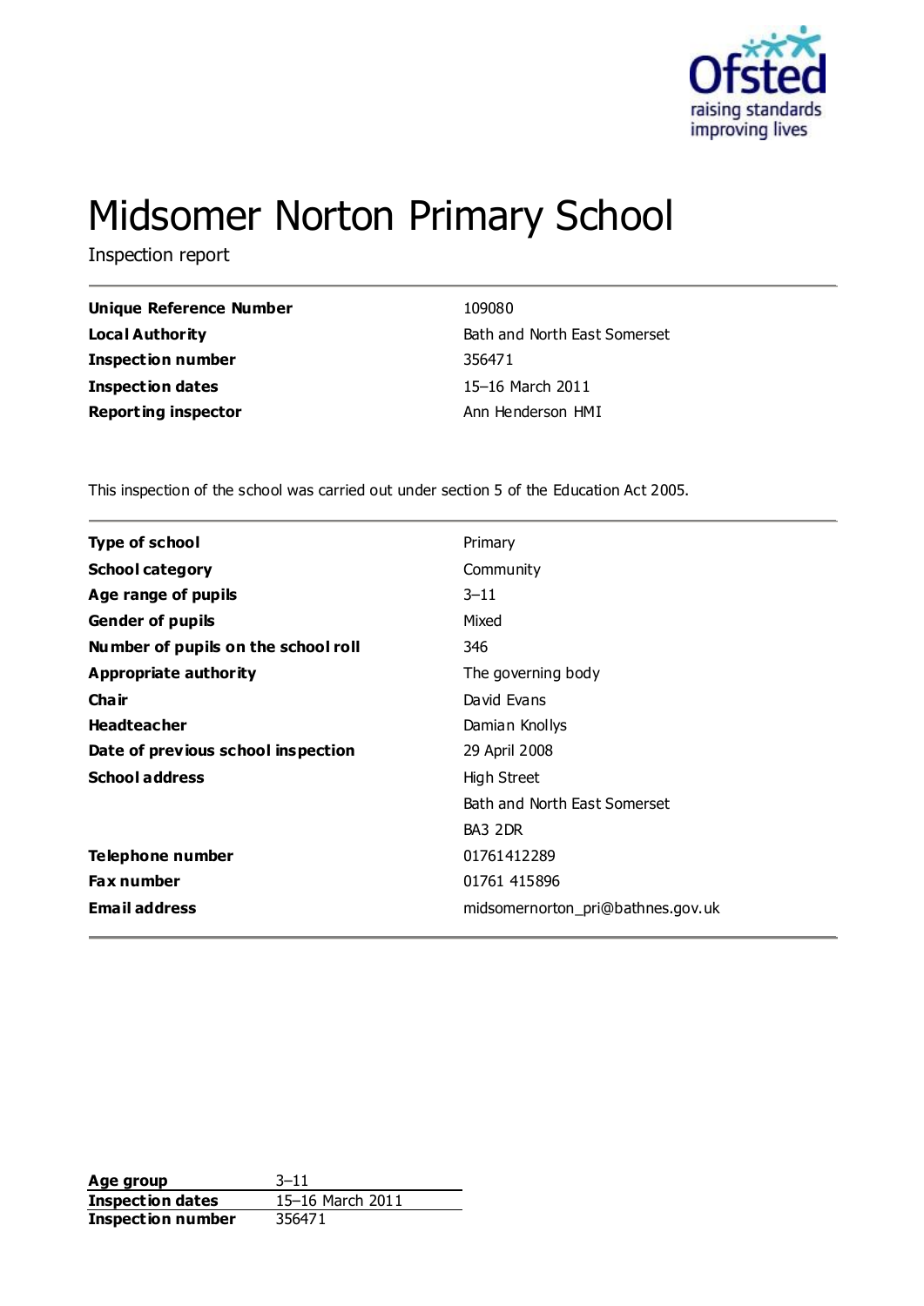# Midsomer Norton Primary School

Inspection report

| | |
|---|---|
| **Unique Reference Number** | 109080 |
| **Local Authority** | Bath and North East Somerset |
| **Inspection number** | 356471 |
| **Inspection dates** | 15–16 March 2011 |
| **Reporting inspector** | Ann Henderson HMI |

This inspection of the school was carried out under section 5 of the Education Act 2005.

| | |
|---|---|
| **Type of school** | Primary |
| **School category** | Community |
| **Age range of pupils** | 3–11 |
| **Gender of pupils** | Mixed |
| **Number of pupils on the school roll** | 346 |
| **Appropriate authority** | The governing body |
| **Chair** | David Evans |
| **Headteacher** | Damian Knollys |
| **Date of previous school inspection** | 29 April 2008 |
| **School address** | High Street<br>Bath and North East Somerset<br>BA3 2DR |
| **Telephone number** | 01761412289 |
| **Fax number** | 01761 415896 |
| **Email address** | midsomernorton_pri@bathnes.gov.uk |

| | |
|---|---|
| **Age group** | 3–11 |
| **Inspection dates** | 15–16 March 2011 |
| **Inspection number** | 356471 |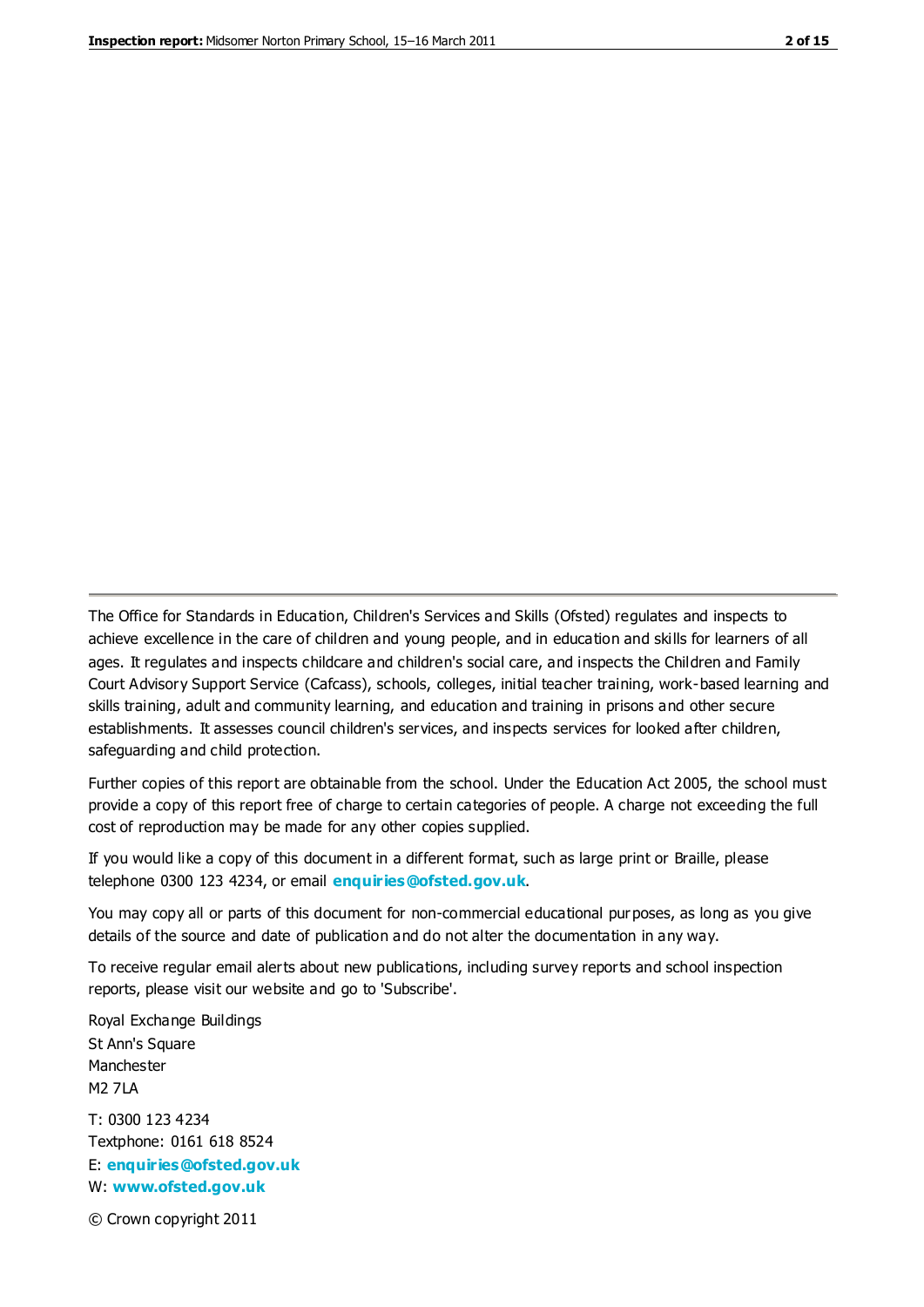The Office for Standards in Education, Children's Services and Skills (Ofsted) regulates and inspects to achieve excellence in the care of children and young people, and in education and skills for learners of all ages. It regulates and inspects childcare and children's social care, and inspects the Children and Family Court Advisory Support Service (Cafcass), schools, colleges, initial teacher training, work-based learning and skills training, adult and community learning, and education and training in prisons and other secure establishments. It assesses council children's services, and inspects services for looked after children, safeguarding and child protection.

Further copies of this report are obtainable from the school. Under the Education Act 2005, the school must provide a copy of this report free of charge to certain categories of people. A charge not exceeding the full cost of reproduction may be made for any other copies supplied.

If you would like a copy of this document in a different format, such as large print or Braille, please telephone 0300 123 4234, or email **enquiries@ofsted.gov.uk**.

You may copy all or parts of this document for non-commercial educational purposes, as long as you give details of the source and date of publication and do not alter the documentation in any way.

To receive regular email alerts about new publications, including survey reports and school inspection reports, please visit our website and go to 'Subscribe'.

Royal Exchange Buildings
St Ann's Square
Manchester
M2 7LA

T: 0300 123 4234
Textphone: 0161 618 8524
E: **enquiries@ofsted.gov.uk**
W: **www.ofsted.gov.uk**

© Crown copyright 2011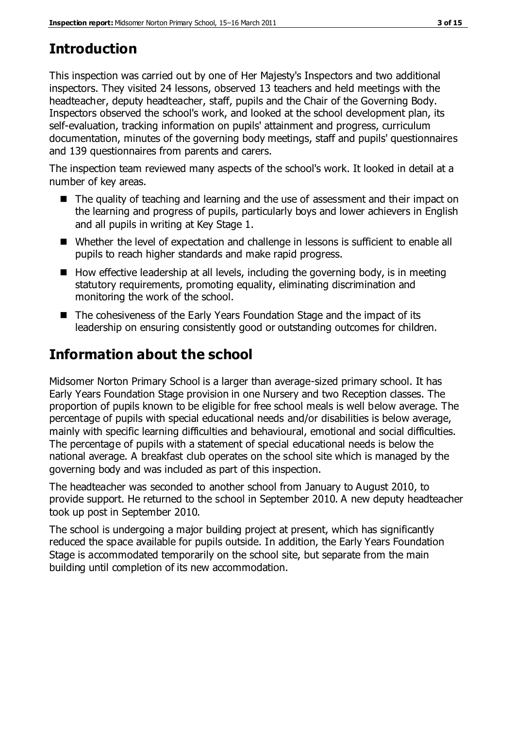## Introduction

This inspection was carried out by one of Her Majesty's Inspectors and two additional inspectors. They visited 24 lessons, observed 13 teachers and held meetings with the headteacher, deputy headteacher, staff, pupils and the Chair of the Governing Body. Inspectors observed the school's work, and looked at the school development plan, its self-evaluation, tracking information on pupils' attainment and progress, curriculum documentation, minutes of the governing body meetings, staff and pupils' questionnaires and 139 questionnaires from parents and carers.

The inspection team reviewed many aspects of the school's work. It looked in detail at a number of key areas.

- The quality of teaching and learning and the use of assessment and their impact on the learning and progress of pupils, particularly boys and lower achievers in English and all pupils in writing at Key Stage 1.
- Whether the level of expectation and challenge in lessons is sufficient to enable all pupils to reach higher standards and make rapid progress.
- How effective leadership at all levels, including the governing body, is in meeting statutory requirements, promoting equality, eliminating discrimination and monitoring the work of the school.
- The cohesiveness of the Early Years Foundation Stage and the impact of its leadership on ensuring consistently good or outstanding outcomes for children.

## Information about the school

Midsomer Norton Primary School is a larger than average-sized primary school. It has Early Years Foundation Stage provision in one Nursery and two Reception classes. The proportion of pupils known to be eligible for free school meals is well below average. The percentage of pupils with special educational needs and/or disabilities is below average, mainly with specific learning difficulties and behavioural, emotional and social difficulties. The percentage of pupils with a statement of special educational needs is below the national average. A breakfast club operates on the school site which is managed by the governing body and was included as part of this inspection.

The headteacher was seconded to another school from January to August 2010, to provide support. He returned to the school in September 2010. A new deputy headteacher took up post in September 2010.

The school is undergoing a major building project at present, which has significantly reduced the space available for pupils outside. In addition, the Early Years Foundation Stage is accommodated temporarily on the school site, but separate from the main building until completion of its new accommodation.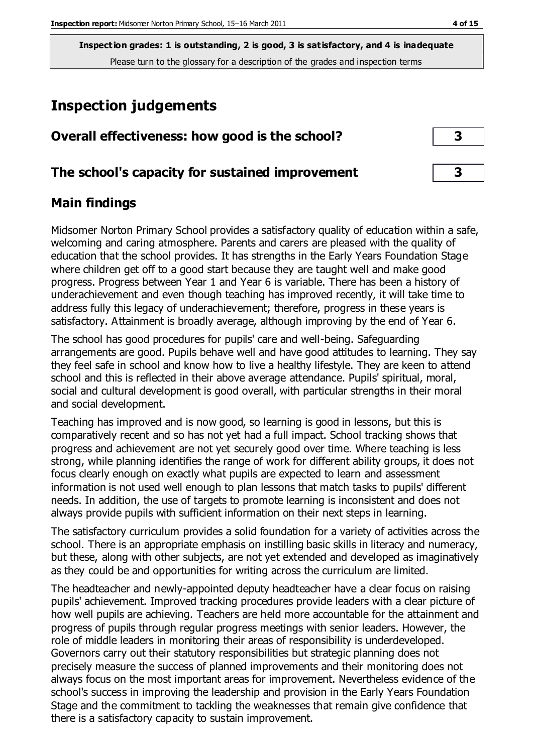**Inspection grades: 1 is outstanding, 2 is good, 3 is satisfactory, and 4 is inadequate**
Please turn to the glossary for a description of the grades and inspection terms

# Inspection judgements

| | |
|---|---|
| **Overall effectiveness: how good is the school?** | **3** |
| **The school's capacity for sustained improvement** | **3** |

## Main findings

Midsomer Norton Primary School provides a satisfactory quality of education within a safe, welcoming and caring atmosphere. Parents and carers are pleased with the quality of education that the school provides. It has strengths in the Early Years Foundation Stage where children get off to a good start because they are taught well and make good progress. Progress between Year 1 and Year 6 is variable. There has been a history of underachievement and even though teaching has improved recently, it will take time to address fully this legacy of underachievement; therefore, progress in these years is satisfactory. Attainment is broadly average, although improving by the end of Year 6.

The school has good procedures for pupils' care and well-being. Safeguarding arrangements are good. Pupils behave well and have good attitudes to learning. They say they feel safe in school and know how to live a healthy lifestyle. They are keen to attend school and this is reflected in their above average attendance. Pupils' spiritual, moral, social and cultural development is good overall, with particular strengths in their moral and social development.

Teaching has improved and is now good, so learning is good in lessons, but this is comparatively recent and so has not yet had a full impact. School tracking shows that progress and achievement are not yet securely good over time. Where teaching is less strong, while planning identifies the range of work for different ability groups, it does not focus clearly enough on exactly what pupils are expected to learn and assessment information is not used well enough to plan lessons that match tasks to pupils' different needs. In addition, the use of targets to promote learning is inconsistent and does not always provide pupils with sufficient information on their next steps in learning.

The satisfactory curriculum provides a solid foundation for a variety of activities across the school. There is an appropriate emphasis on instilling basic skills in literacy and numeracy, but these, along with other subjects, are not yet extended and developed as imaginatively as they could be and opportunities for writing across the curriculum are limited.

The headteacher and newly-appointed deputy headteacher have a clear focus on raising pupils' achievement. Improved tracking procedures provide leaders with a clear picture of how well pupils are achieving. Teachers are held more accountable for the attainment and progress of pupils through regular progress meetings with senior leaders. However, the role of middle leaders in monitoring their areas of responsibility is underdeveloped. Governors carry out their statutory responsibilities but strategic planning does not precisely measure the success of planned improvements and their monitoring does not always focus on the most important areas for improvement. Nevertheless evidence of the school's success in improving the leadership and provision in the Early Years Foundation Stage and the commitment to tackling the weaknesses that remain give confidence that there is a satisfactory capacity to sustain improvement.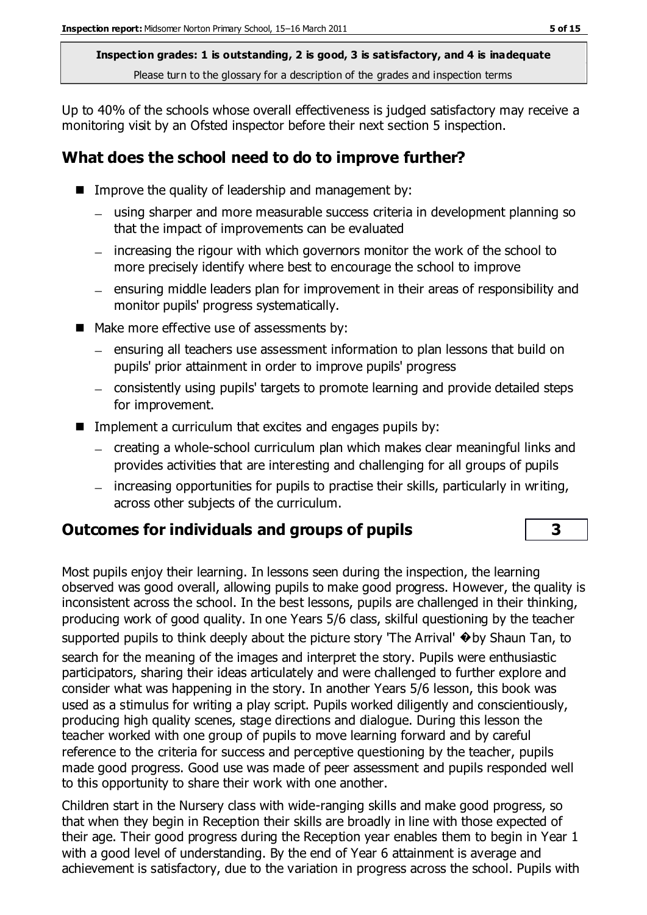**Inspection grades: 1 is outstanding, 2 is good, 3 is satisfactory, and 4 is inadequate**
Please turn to the glossary for a description of the grades and inspection terms

Up to 40% of the schools whose overall effectiveness is judged satisfactory may receive a monitoring visit by an Ofsted inspector before their next section 5 inspection.

## What does the school need to do to improve further?

- Improve the quality of leadership and management by:
  - using sharper and more measurable success criteria in development planning so that the impact of improvements can be evaluated
  - increasing the rigour with which governors monitor the work of the school to more precisely identify where best to encourage the school to improve
  - ensuring middle leaders plan for improvement in their areas of responsibility and monitor pupils' progress systematically.
- Make more effective use of assessments by:
  - ensuring all teachers use assessment information to plan lessons that build on pupils' prior attainment in order to improve pupils' progress
  - consistently using pupils' targets to promote learning and provide detailed steps for improvement.
- Implement a curriculum that excites and engages pupils by:
  - creating a whole-school curriculum plan which makes clear meaningful links and provides activities that are interesting and challenging for all groups of pupils
  - increasing opportunities for pupils to practise their skills, particularly in writing, across other subjects of the curriculum.

## Outcomes for individuals and groups of pupils — 3

Most pupils enjoy their learning. In lessons seen during the inspection, the learning observed was good overall, allowing pupils to make good progress. However, the quality is inconsistent across the school. In the best lessons, pupils are challenged in their thinking, producing work of good quality. In one Years 5/6 class, skilful questioning by the teacher supported pupils to think deeply about the picture story 'The Arrival' �by Shaun Tan, to search for the meaning of the images and interpret the story. Pupils were enthusiastic participators, sharing their ideas articulately and were challenged to further explore and consider what was happening in the story. In another Years 5/6 lesson, this book was used as a stimulus for writing a play script. Pupils worked diligently and conscientiously, producing high quality scenes, stage directions and dialogue. During this lesson the teacher worked with one group of pupils to move learning forward and by careful reference to the criteria for success and perceptive questioning by the teacher, pupils made good progress. Good use was made of peer assessment and pupils responded well to this opportunity to share their work with one another.

Children start in the Nursery class with wide-ranging skills and make good progress, so that when they begin in Reception their skills are broadly in line with those expected of their age. Their good progress during the Reception year enables them to begin in Year 1 with a good level of understanding. By the end of Year 6 attainment is average and achievement is satisfactory, due to the variation in progress across the school. Pupils with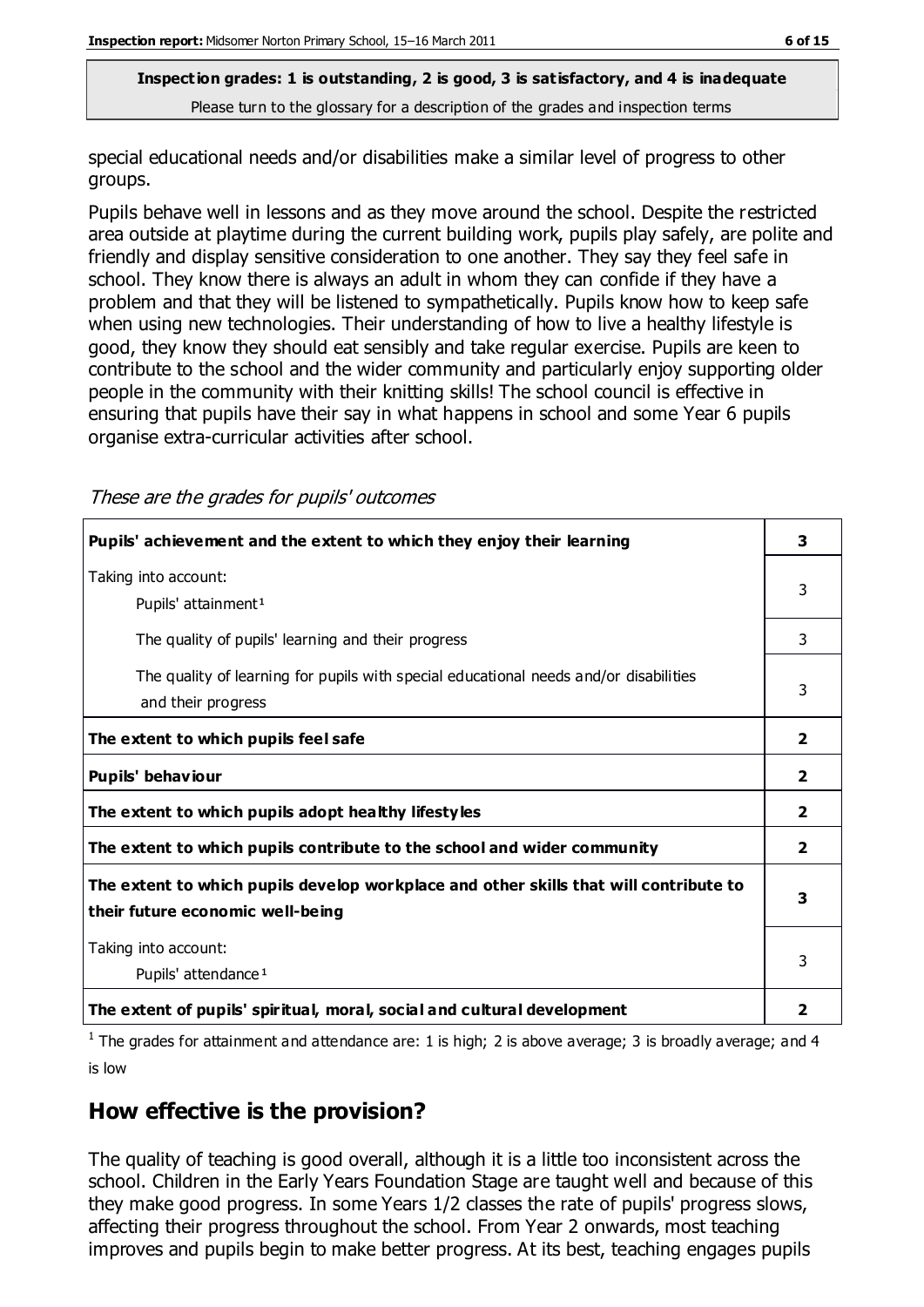**Inspection grades: 1 is outstanding, 2 is good, 3 is satisfactory, and 4 is inadequate**
Please turn to the glossary for a description of the grades and inspection terms

special educational needs and/or disabilities make a similar level of progress to other groups.

Pupils behave well in lessons and as they move around the school. Despite the restricted area outside at playtime during the current building work, pupils play safely, are polite and friendly and display sensitive consideration to one another. They say they feel safe in school. They know there is always an adult in whom they can confide if they have a problem and that they will be listened to sympathetically. Pupils know how to keep safe when using new technologies. Their understanding of how to live a healthy lifestyle is good, they know they should eat sensibly and take regular exercise. Pupils are keen to contribute to the school and the wider community and particularly enjoy supporting older people in the community with their knitting skills! The school council is effective in ensuring that pupils have their say in what happens in school and some Year 6 pupils organise extra-curricular activities after school.

*These are the grades for pupils' outcomes*

| | |
|---|---|
| **Pupils' achievement and the extent to which they enjoy their learning** | **3** |
| Taking into account: Pupils' attainment[1] | 3 |
| The quality of pupils' learning and their progress | 3 |
| The quality of learning for pupils with special educational needs and/or disabilities and their progress | 3 |
| **The extent to which pupils feel safe** | **2** |
| **Pupils' behaviour** | **2** |
| **The extent to which pupils adopt healthy lifestyles** | **2** |
| **The extent to which pupils contribute to the school and wider community** | **2** |
| **The extent to which pupils develop workplace and other skills that will contribute to their future economic well-being** | **3** |
| Taking into account: Pupils' attendance[1] | 3 |
| **The extent of pupils' spiritual, moral, social and cultural development** | **2** |

[1] The grades for attainment and attendance are: 1 is high; 2 is above average; 3 is broadly average; and 4 is low

## How effective is the provision?

The quality of teaching is good overall, although it is a little too inconsistent across the school. Children in the Early Years Foundation Stage are taught well and because of this they make good progress. In some Years 1/2 classes the rate of pupils' progress slows, affecting their progress throughout the school. From Year 2 onwards, most teaching improves and pupils begin to make better progress. At its best, teaching engages pupils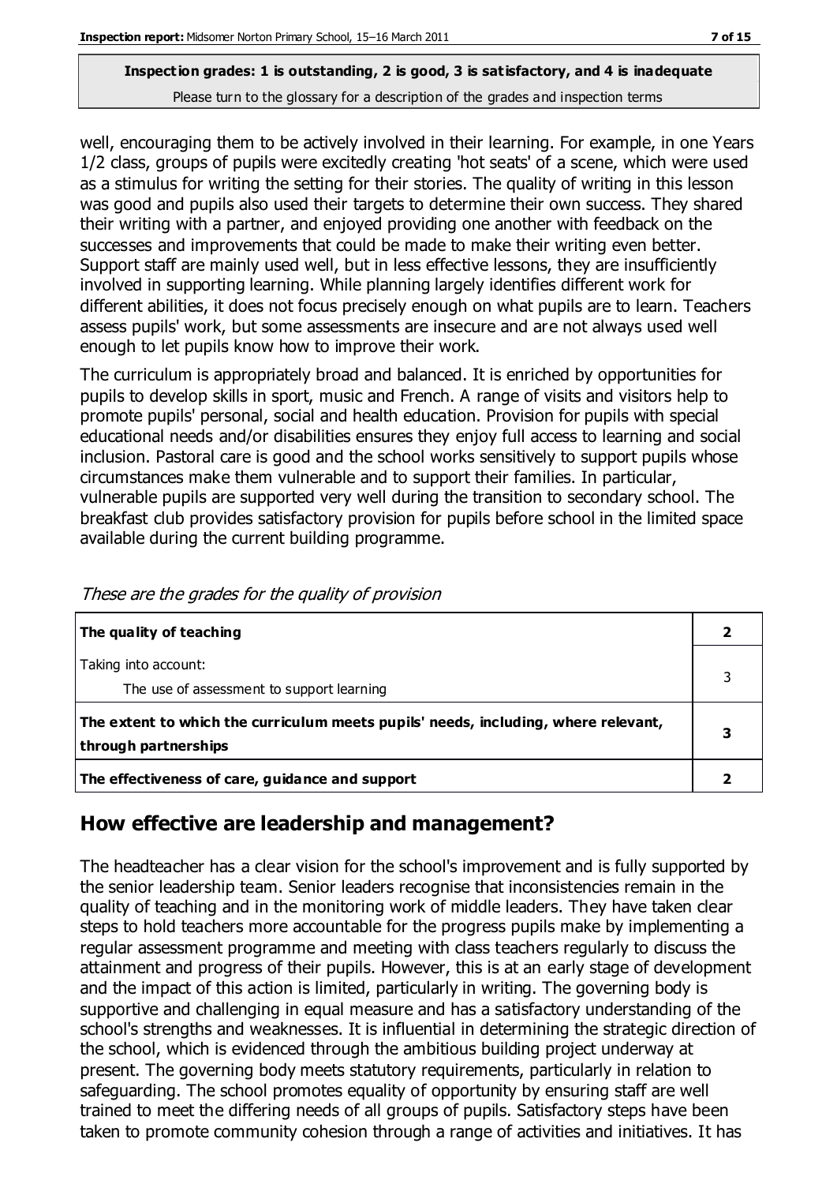**Inspection grades: 1 is outstanding, 2 is good, 3 is satisfactory, and 4 is inadequate**
Please turn to the glossary for a description of the grades and inspection terms

well, encouraging them to be actively involved in their learning. For example, in one Years 1/2 class, groups of pupils were excitedly creating 'hot seats' of a scene, which were used as a stimulus for writing the setting for their stories. The quality of writing in this lesson was good and pupils also used their targets to determine their own success. They shared their writing with a partner, and enjoyed providing one another with feedback on the successes and improvements that could be made to make their writing even better. Support staff are mainly used well, but in less effective lessons, they are insufficiently involved in supporting learning. While planning largely identifies different work for different abilities, it does not focus precisely enough on what pupils are to learn. Teachers assess pupils' work, but some assessments are insecure and are not always used well enough to let pupils know how to improve their work.

The curriculum is appropriately broad and balanced. It is enriched by opportunities for pupils to develop skills in sport, music and French. A range of visits and visitors help to promote pupils' personal, social and health education. Provision for pupils with special educational needs and/or disabilities ensures they enjoy full access to learning and social inclusion. Pastoral care is good and the school works sensitively to support pupils whose circumstances make them vulnerable and to support their families. In particular, vulnerable pupils are supported very well during the transition to secondary school. The breakfast club provides satisfactory provision for pupils before school in the limited space available during the current building programme.

*These are the grades for the quality of provision*

| | |
|---|---|
| **The quality of teaching** | **2** |
| Taking into account:<br>The use of assessment to support learning | 3 |
| **The extent to which the curriculum meets pupils' needs, including, where relevant, through partnerships** | **3** |
| **The effectiveness of care, guidance and support** | **2** |

## How effective are leadership and management?

The headteacher has a clear vision for the school's improvement and is fully supported by the senior leadership team. Senior leaders recognise that inconsistencies remain in the quality of teaching and in the monitoring work of middle leaders. They have taken clear steps to hold teachers more accountable for the progress pupils make by implementing a regular assessment programme and meeting with class teachers regularly to discuss the attainment and progress of their pupils. However, this is at an early stage of development and the impact of this action is limited, particularly in writing. The governing body is supportive and challenging in equal measure and has a satisfactory understanding of the school's strengths and weaknesses. It is influential in determining the strategic direction of the school, which is evidenced through the ambitious building project underway at present. The governing body meets statutory requirements, particularly in relation to safeguarding. The school promotes equality of opportunity by ensuring staff are well trained to meet the differing needs of all groups of pupils. Satisfactory steps have been taken to promote community cohesion through a range of activities and initiatives. It has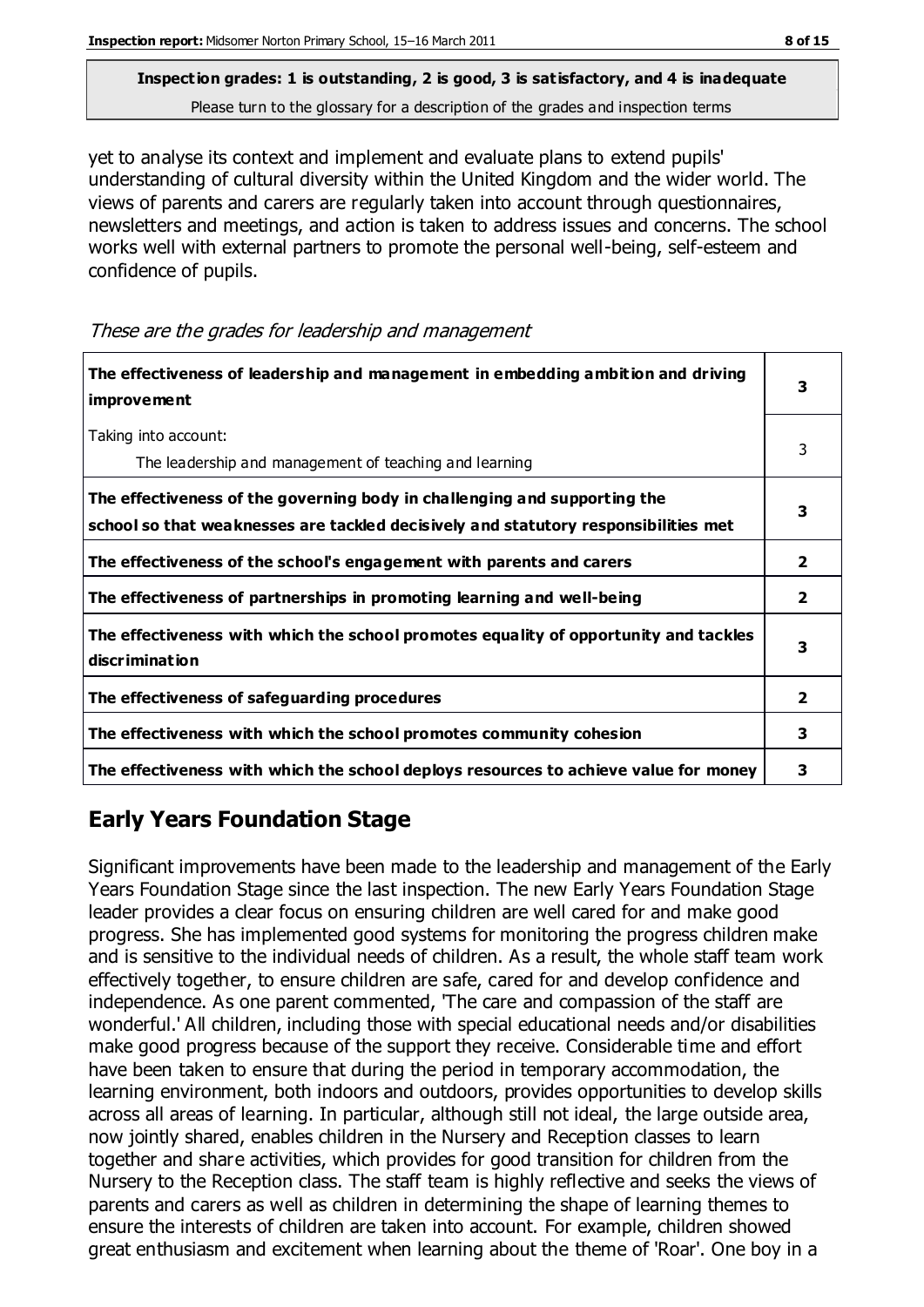yet to analyse its context and implement and evaluate plans to extend pupils' understanding of cultural diversity within the United Kingdom and the wider world. The views of parents and carers are regularly taken into account through questionnaires, newsletters and meetings, and action is taken to address issues and concerns. The school works well with external partners to promote the personal well-being, self-esteem and confidence of pupils.

*These are the grades for leadership and management*

| | |
|---|---|
| **The effectiveness of leadership and management in embedding ambition and driving improvement** | **3** |
| Taking into account:<br>The leadership and management of teaching and learning | 3 |
| **The effectiveness of the governing body in challenging and supporting the school so that weaknesses are tackled decisively and statutory responsibilities met** | **3** |
| **The effectiveness of the school's engagement with parents and carers** | **2** |
| **The effectiveness of partnerships in promoting learning and well-being** | **2** |
| **The effectiveness with which the school promotes equality of opportunity and tackles discrimination** | **3** |
| **The effectiveness of safeguarding procedures** | **2** |
| **The effectiveness with which the school promotes community cohesion** | **3** |
| **The effectiveness with which the school deploys resources to achieve value for money** | **3** |

## Early Years Foundation Stage

Significant improvements have been made to the leadership and management of the Early Years Foundation Stage since the last inspection. The new Early Years Foundation Stage leader provides a clear focus on ensuring children are well cared for and make good progress. She has implemented good systems for monitoring the progress children make and is sensitive to the individual needs of children. As a result, the whole staff team work effectively together, to ensure children are safe, cared for and develop confidence and independence. As one parent commented, 'The care and compassion of the staff are wonderful.' All children, including those with special educational needs and/or disabilities make good progress because of the support they receive. Considerable time and effort have been taken to ensure that during the period in temporary accommodation, the learning environment, both indoors and outdoors, provides opportunities to develop skills across all areas of learning. In particular, although still not ideal, the large outside area, now jointly shared, enables children in the Nursery and Reception classes to learn together and share activities, which provides for good transition for children from the Nursery to the Reception class. The staff team is highly reflective and seeks the views of parents and carers as well as children in determining the shape of learning themes to ensure the interests of children are taken into account. For example, children showed great enthusiasm and excitement when learning about the theme of 'Roar'. One boy in a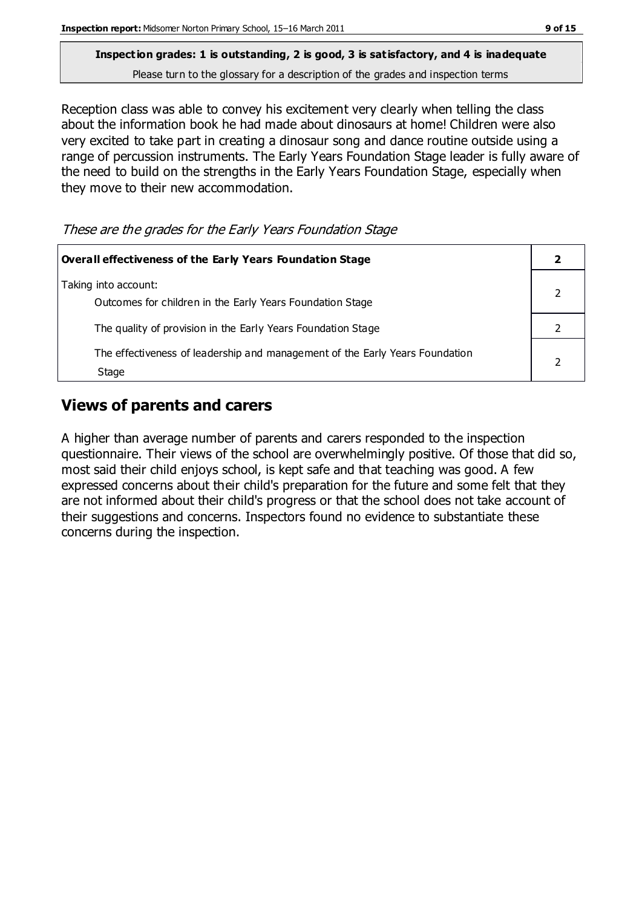**Inspection grades: 1 is outstanding, 2 is good, 3 is satisfactory, and 4 is inadequate**

Please turn to the glossary for a description of the grades and inspection terms

Reception class was able to convey his excitement very clearly when telling the class about the information book he had made about dinosaurs at home! Children were also very excited to take part in creating a dinosaur song and dance routine outside using a range of percussion instruments. The Early Years Foundation Stage leader is fully aware of the need to build on the strengths in the Early Years Foundation Stage, especially when they move to their new accommodation.

*These are the grades for the Early Years Foundation Stage*

| **Overall effectiveness of the Early Years Foundation Stage** | **2** |
|---|---|
| Taking into account: Outcomes for children in the Early Years Foundation Stage | 2 |
| The quality of provision in the Early Years Foundation Stage | 2 |
| The effectiveness of leadership and management of the Early Years Foundation Stage | 2 |

## Views of parents and carers

A higher than average number of parents and carers responded to the inspection questionnaire. Their views of the school are overwhelmingly positive. Of those that did so, most said their child enjoys school, is kept safe and that teaching was good. A few expressed concerns about their child's preparation for the future and some felt that they are not informed about their child's progress or that the school does not take account of their suggestions and concerns. Inspectors found no evidence to substantiate these concerns during the inspection.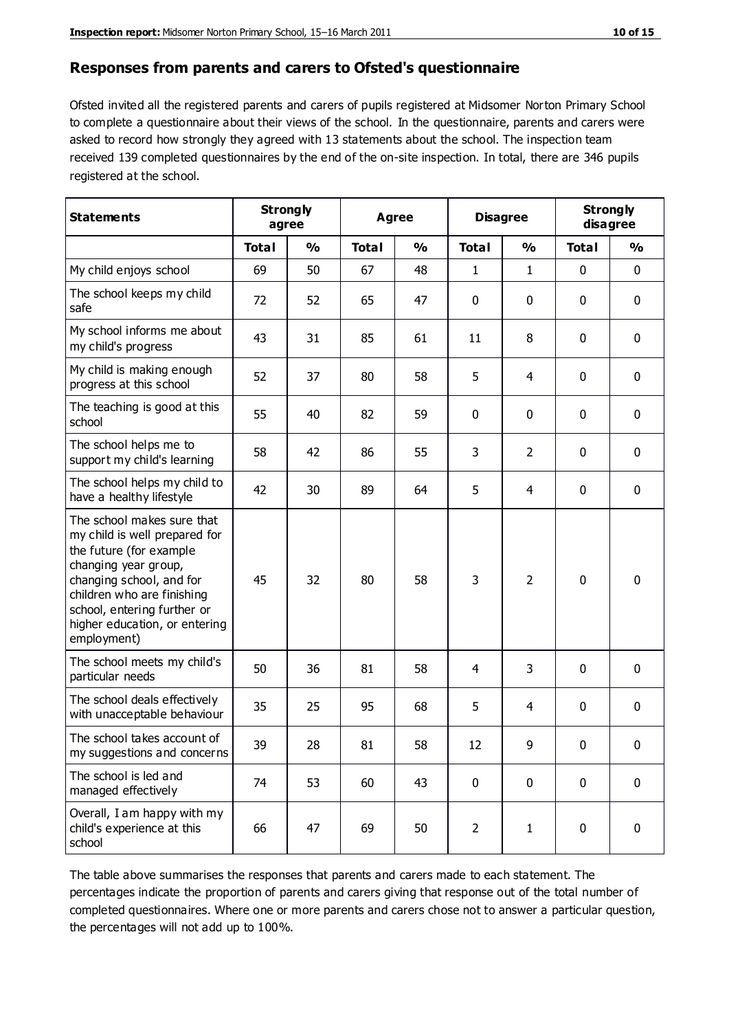## Responses from parents and carers to Ofsted's questionnaire

Ofsted invited all the registered parents and carers of pupils registered at Midsomer Norton Primary School to complete a questionnaire about their views of the school. In the questionnaire, parents and carers were asked to record how strongly they agreed with 13 statements about the school. The inspection team received 139 completed questionnaires by the end of the on-site inspection. In total, there are 346 pupils registered at the school.

| Statements | Strongly agree | | Agree | | Disagree | | Strongly disagree | |
|---|---|---|---|---|---|---|---|---|
| | Total | % | Total | % | Total | % | Total | % |
| My child enjoys school | 69 | 50 | 67 | 48 | 1 | 1 | 0 | 0 |
| The school keeps my child safe | 72 | 52 | 65 | 47 | 0 | 0 | 0 | 0 |
| My school informs me about my child's progress | 43 | 31 | 85 | 61 | 11 | 8 | 0 | 0 |
| My child is making enough progress at this school | 52 | 37 | 80 | 58 | 5 | 4 | 0 | 0 |
| The teaching is good at this school | 55 | 40 | 82 | 59 | 0 | 0 | 0 | 0 |
| The school helps me to support my child's learning | 58 | 42 | 86 | 55 | 3 | 2 | 0 | 0 |
| The school helps my child to have a healthy lifestyle | 42 | 30 | 89 | 64 | 5 | 4 | 0 | 0 |
| The school makes sure that my child is well prepared for the future (for example changing year group, changing school, and for children who are finishing school, entering further or higher education, or entering employment) | 45 | 32 | 80 | 58 | 3 | 2 | 0 | 0 |
| The school meets my child's particular needs | 50 | 36 | 81 | 58 | 4 | 3 | 0 | 0 |
| The school deals effectively with unacceptable behaviour | 35 | 25 | 95 | 68 | 5 | 4 | 0 | 0 |
| The school takes account of my suggestions and concerns | 39 | 28 | 81 | 58 | 12 | 9 | 0 | 0 |
| The school is led and managed effectively | 74 | 53 | 60 | 43 | 0 | 0 | 0 | 0 |
| Overall, I am happy with my child's experience at this school | 66 | 47 | 69 | 50 | 2 | 1 | 0 | 0 |

The table above summarises the responses that parents and carers made to each statement. The percentages indicate the proportion of parents and carers giving that response out of the total number of completed questionnaires. Where one or more parents and carers chose not to answer a particular question, the percentages will not add up to 100%.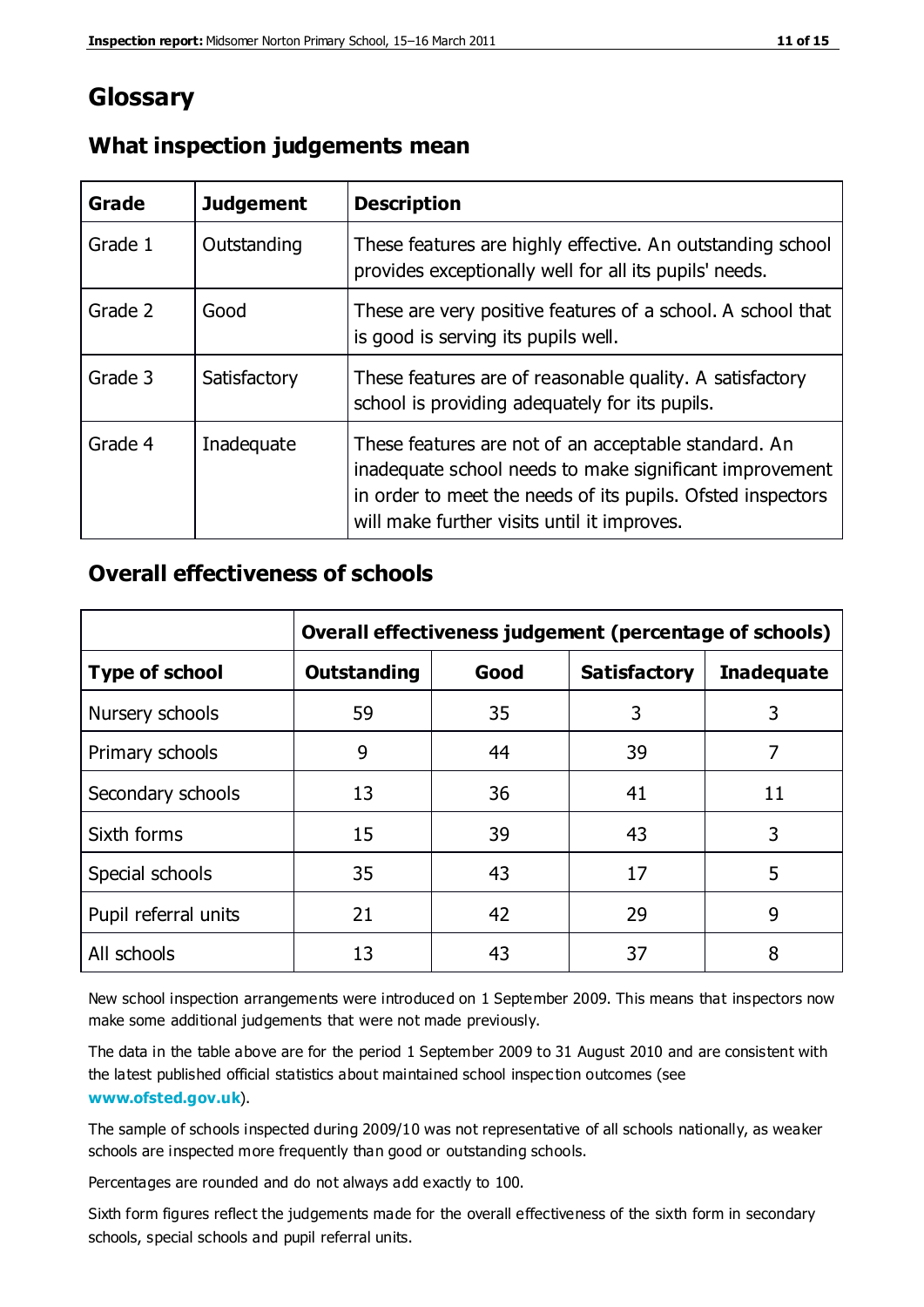# Glossary

## What inspection judgements mean

| Grade | Judgement | Description |
|---|---|---|
| Grade 1 | Outstanding | These features are highly effective. An outstanding school provides exceptionally well for all its pupils' needs. |
| Grade 2 | Good | These are very positive features of a school. A school that is good is serving its pupils well. |
| Grade 3 | Satisfactory | These features are of reasonable quality. A satisfactory school is providing adequately for its pupils. |
| Grade 4 | Inadequate | These features are not of an acceptable standard. An inadequate school needs to make significant improvement in order to meet the needs of its pupils. Ofsted inspectors will make further visits until it improves. |

## Overall effectiveness of schools

| | Overall effectiveness judgement (percentage of schools) | | | |
|---|---|---|---|---|
| **Type of school** | **Outstanding** | **Good** | **Satisfactory** | **Inadequate** |
| Nursery schools | 59 | 35 | 3 | 3 |
| Primary schools | 9 | 44 | 39 | 7 |
| Secondary schools | 13 | 36 | 41 | 11 |
| Sixth forms | 15 | 39 | 43 | 3 |
| Special schools | 35 | 43 | 17 | 5 |
| Pupil referral units | 21 | 42 | 29 | 9 |
| All schools | 13 | 43 | 37 | 8 |

New school inspection arrangements were introduced on 1 September 2009. This means that inspectors now make some additional judgements that were not made previously.

The data in the table above are for the period 1 September 2009 to 31 August 2010 and are consistent with the latest published official statistics about maintained school inspection outcomes (see **www.ofsted.gov.uk**).

The sample of schools inspected during 2009/10 was not representative of all schools nationally, as weaker schools are inspected more frequently than good or outstanding schools.

Percentages are rounded and do not always add exactly to 100.

Sixth form figures reflect the judgements made for the overall effectiveness of the sixth form in secondary schools, special schools and pupil referral units.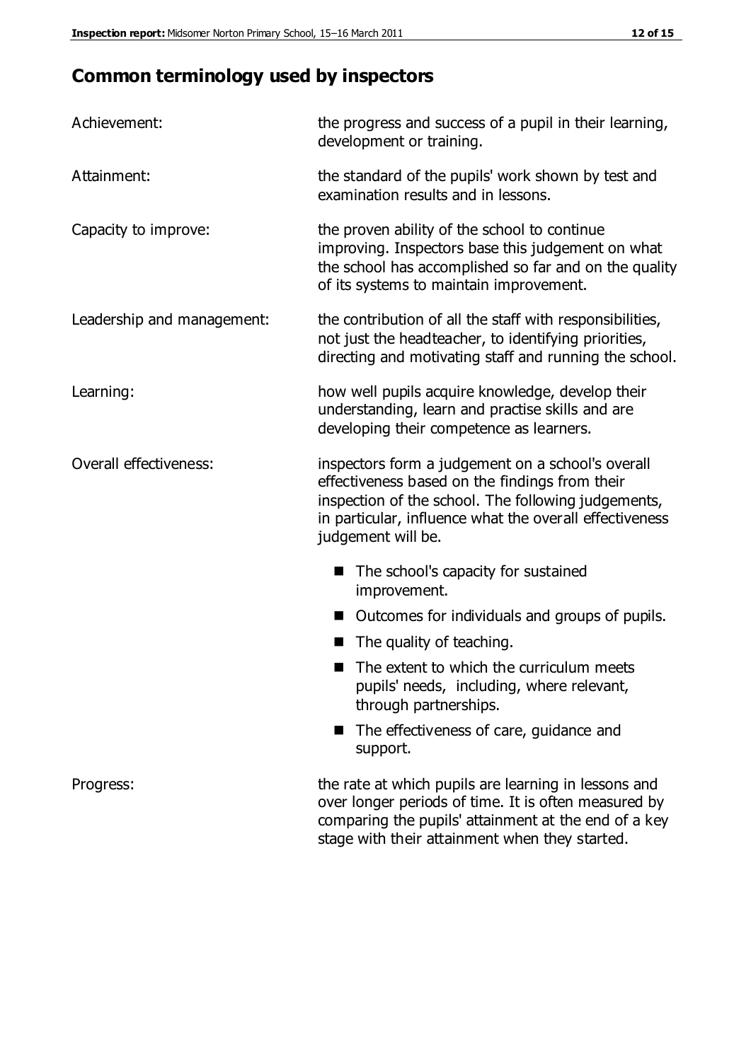## Common terminology used by inspectors

| | |
|---|---|
| Achievement: | the progress and success of a pupil in their learning, development or training. |
| Attainment: | the standard of the pupils' work shown by test and examination results and in lessons. |
| Capacity to improve: | the proven ability of the school to continue improving. Inspectors base this judgement on what the school has accomplished so far and on the quality of its systems to maintain improvement. |
| Leadership and management: | the contribution of all the staff with responsibilities, not just the headteacher, to identifying priorities, directing and motivating staff and running the school. |
| Learning: | how well pupils acquire knowledge, develop their understanding, learn and practise skills and are developing their competence as learners. |
| Overall effectiveness: | inspectors form a judgement on a school's overall effectiveness based on the findings from their inspection of the school. The following judgements, in particular, influence what the overall effectiveness judgement will be. ■ The school's capacity for sustained improvement. ■ Outcomes for individuals and groups of pupils. ■ The quality of teaching. ■ The extent to which the curriculum meets pupils' needs, including, where relevant, through partnerships. ■ The effectiveness of care, guidance and support. |
| Progress: | the rate at which pupils are learning in lessons and over longer periods of time. It is often measured by comparing the pupils' attainment at the end of a key stage with their attainment when they started. |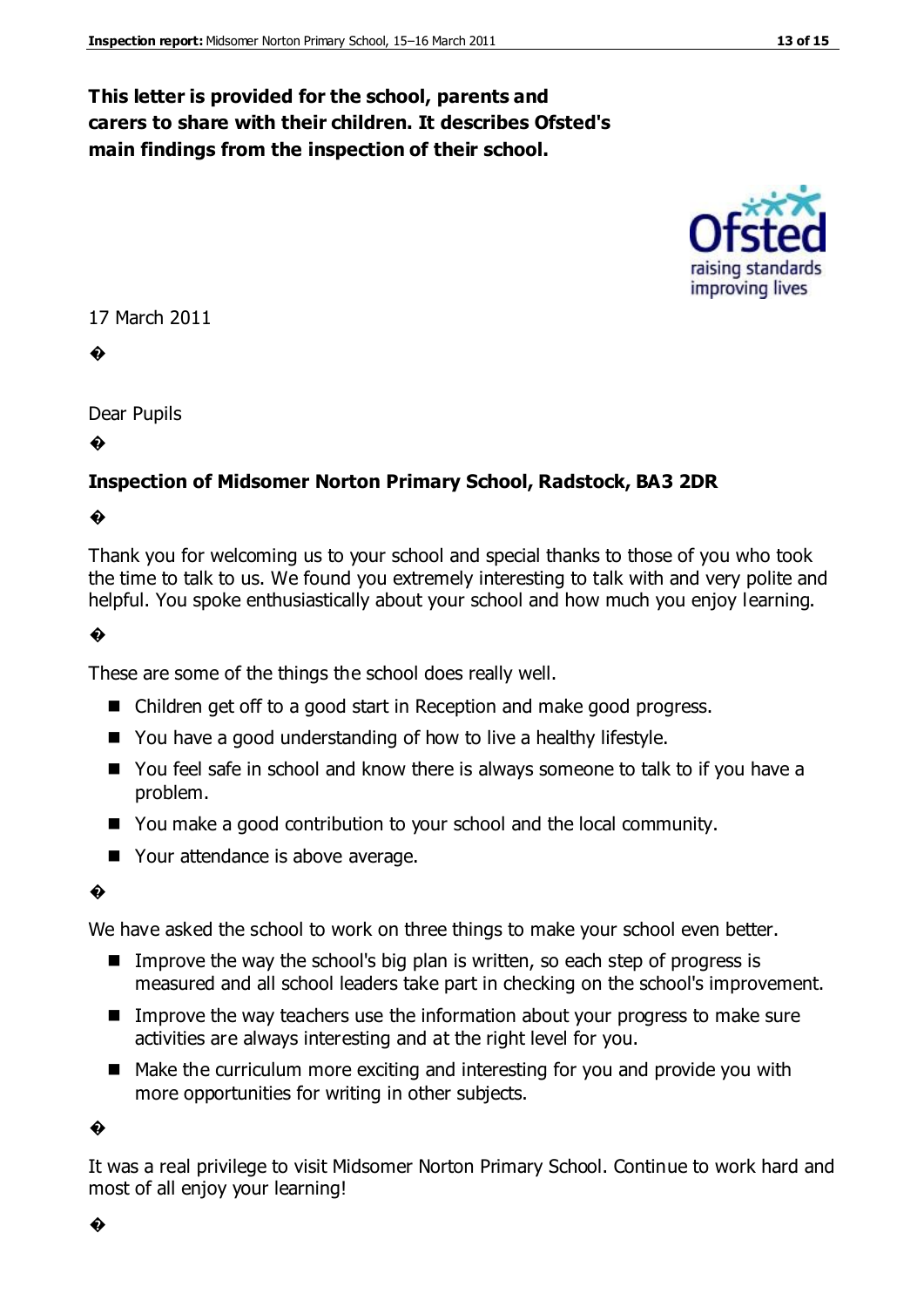**This letter is provided for the school, parents and carers to share with their children. It describes Ofsted's main findings from the inspection of their school.**

17 March 2011

Dear Pupils

**Inspection of Midsomer Norton Primary School, Radstock, BA3 2DR**

Thank you for welcoming us to your school and special thanks to those of you who took the time to talk to us. We found you extremely interesting to talk with and very polite and helpful. You spoke enthusiastically about your school and how much you enjoy learning.

These are some of the things the school does really well.

- Children get off to a good start in Reception and make good progress.
- You have a good understanding of how to live a healthy lifestyle.
- You feel safe in school and know there is always someone to talk to if you have a problem.
- You make a good contribution to your school and the local community.
- Your attendance is above average.

We have asked the school to work on three things to make your school even better.

- Improve the way the school's big plan is written, so each step of progress is measured and all school leaders take part in checking on the school's improvement.
- Improve the way teachers use the information about your progress to make sure activities are always interesting and at the right level for you.
- Make the curriculum more exciting and interesting for you and provide you with more opportunities for writing in other subjects.

It was a real privilege to visit Midsomer Norton Primary School. Continue to work hard and most of all enjoy your learning!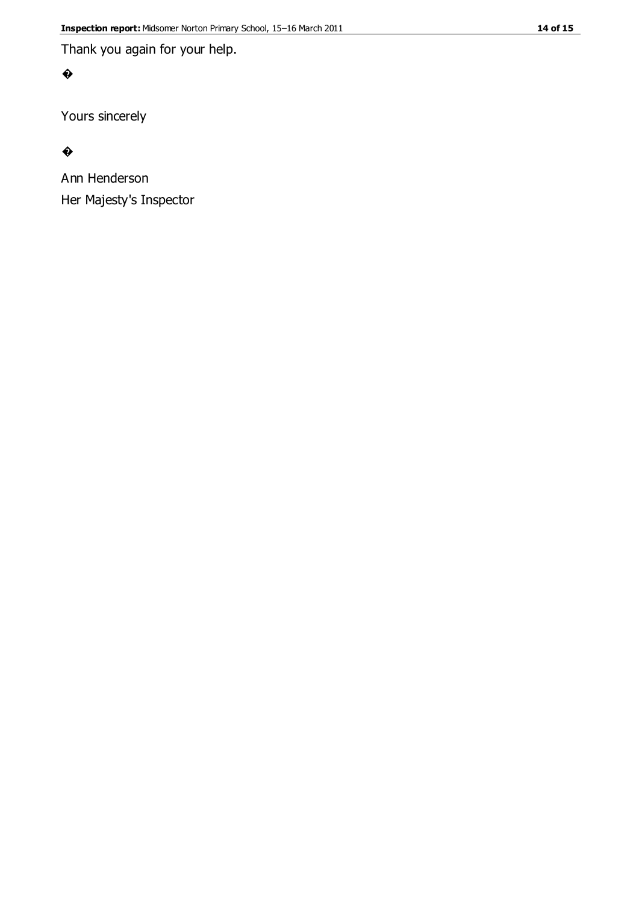Thank you again for your help.

�

Yours sincerely

�

Ann Henderson

Her Majesty's Inspector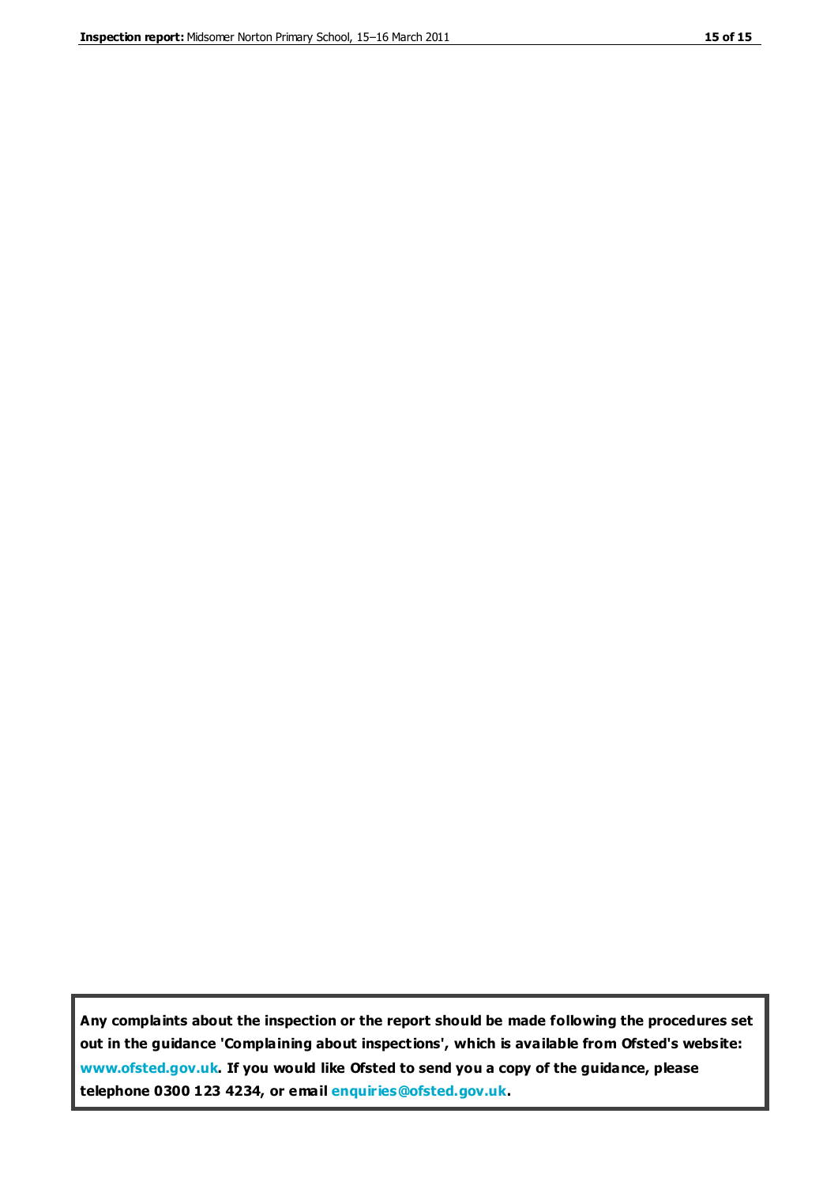**Any complaints about the inspection or the report should be made following the procedures set out in the guidance 'Complaining about inspections', which is available from Ofsted's website: www.ofsted.gov.uk. If you would like Ofsted to send you a copy of the guidance, please telephone 0300 123 4234, or email enquiries@ofsted.gov.uk.**